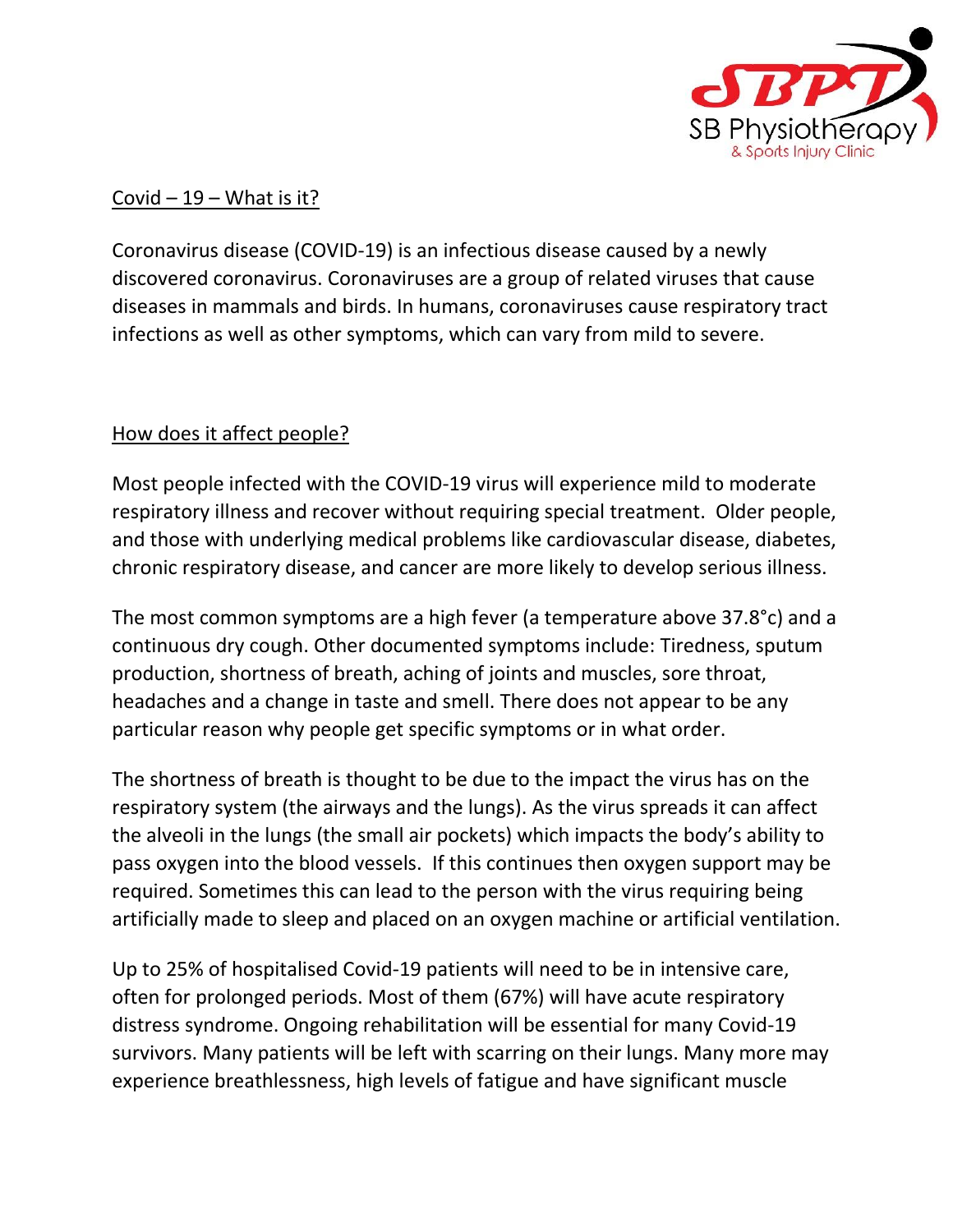## Covid – 19 – What is it?

Coronavirus disease (COVID-19) is an infectious disease caused by a newly discovered coronavirus. Coronaviruses are a group of related viruses that cause diseases in mammals and birds. In humans, coronaviruses cause respiratory tract infections as well as other symptoms, which can vary from mild to severe.

## How does it affect people?

Most people infected with the COVID-19 virus will experience mild to moderate respiratory illness and recover without requiring special treatment. Older people, and those with underlying medical problems like cardiovascular disease, diabetes, chronic respiratory disease, and cancer are more likely to develop serious illness.

The most common symptoms are a high fever (a temperature above 37.8°c) and a continuous dry cough. Other documented symptoms include: Tiredness, sputum production, shortness of breath, aching of joints and muscles, sore throat, headaches and a change in taste and smell. There does not appear to be any particular reason why people get specific symptoms or in what order.

The shortness of breath is thought to be due to the impact the virus has on the respiratory system (the airways and the lungs). As the virus spreads it can affect the alveoli in the lungs (the small air pockets) which impacts the body's ability to pass oxygen into the blood vessels. If this continues then oxygen support may be required. Sometimes this can lead to the person with the virus requiring being artificially made to sleep and placed on an oxygen machine or artificial ventilation.

Up to 25% of hospitalised Covid-19 patients will need to be in intensive care, often for prolonged periods. Most of them (67%) will have acute respiratory distress syndrome. Ongoing rehabilitation will be essential for many Covid-19 survivors. Many patients will be left with scarring on their lungs. Many more may experience breathlessness, high levels of fatigue and have significant muscle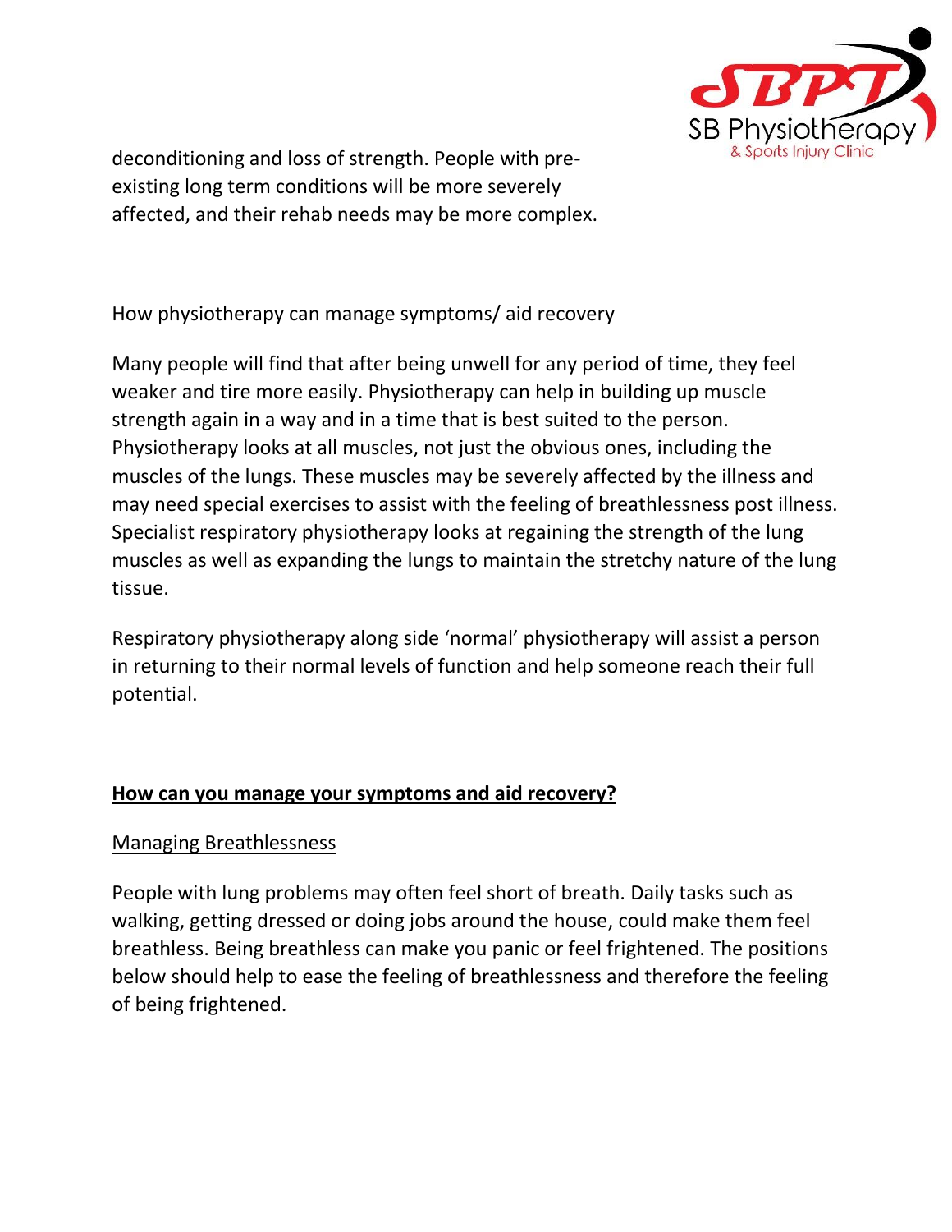deconditioning and loss of strength. People with pre-existing long term conditions will be more severely affected, and their rehab needs may be more complex.

## How physiotherapy can manage symptoms/ aid recovery

Many people will find that after being unwell for any period of time, they feel weaker and tire more easily. Physiotherapy can help in building up muscle strength again in a way and in a time that is best suited to the person. Physiotherapy looks at all muscles, not just the obvious ones, including the muscles of the lungs. These muscles may be severely affected by the illness and may need special exercises to assist with the feeling of breathlessness post illness. Specialist respiratory physiotherapy looks at regaining the strength of the lung muscles as well as expanding the lungs to maintain the stretchy nature of the lung tissue.

Respiratory physiotherapy along side 'normal' physiotherapy will assist a person in returning to their normal levels of function and help someone reach their full potential.

## **How can you manage your symptoms and aid recovery?**

### Managing Breathlessness

People with lung problems may often feel short of breath. Daily tasks such as walking, getting dressed or doing jobs around the house, could make them feel breathless. Being breathless can make you panic or feel frightened. The positions below should help to ease the feeling of breathlessness and therefore the feeling of being frightened.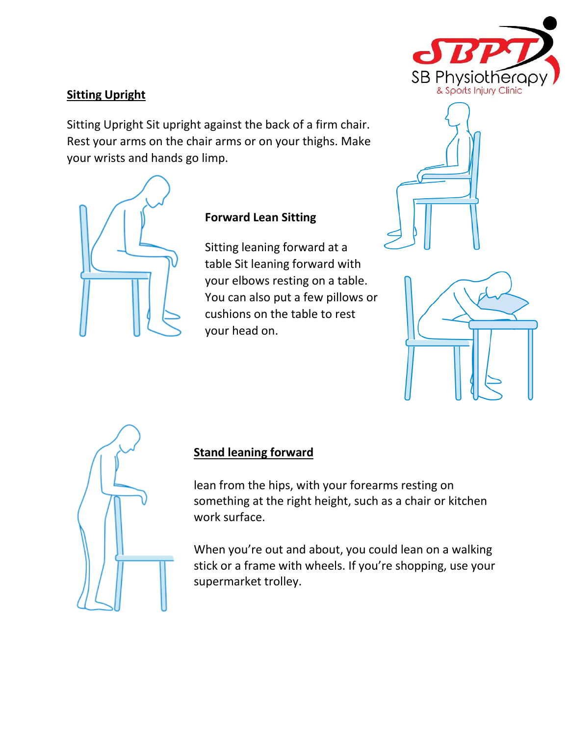**Sitting Upright**

Sitting Upright Sit upright against the back of a firm chair. Rest your arms on the chair arms or on your thighs. Make your wrists and hands go limp.

**Forward Lean Sitting**

Sitting leaning forward at a table Sit leaning forward with your elbows resting on a table. You can also put a few pillows or cushions on the table to rest your head on.

**Stand leaning forward**

lean from the hips, with your forearms resting on something at the right height, such as a chair or kitchen work surface.

When you're out and about, you could lean on a walking stick or a frame with wheels. If you're shopping, use your supermarket trolley.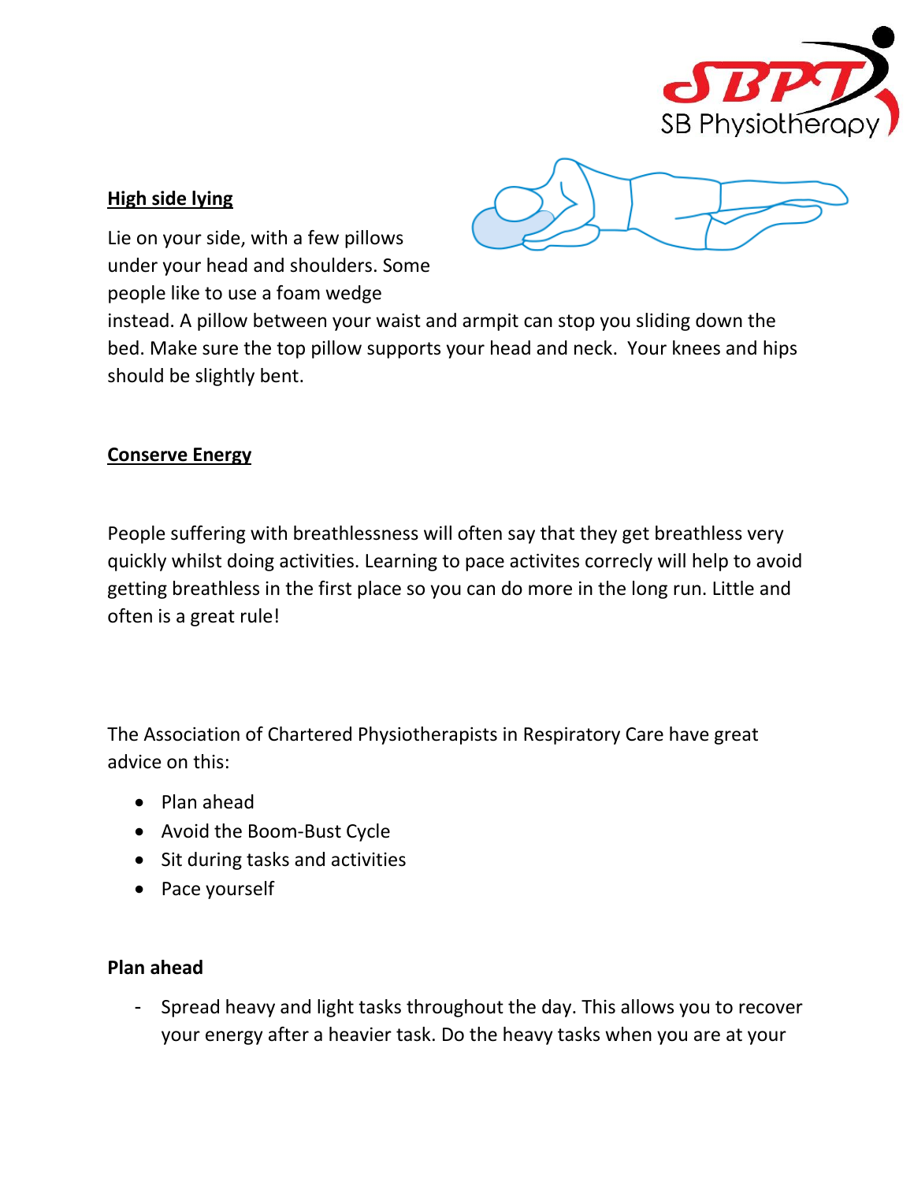**High side lying**

Lie on your side, with a few pillows under your head and shoulders. Some people like to use a foam wedge instead. A pillow between your waist and armpit can stop you sliding down the bed. Make sure the top pillow supports your head and neck. Your knees and hips should be slightly bent.

**Conserve Energy**

People suffering with breathlessness will often say that they get breathless very quickly whilst doing activities. Learning to pace activites correcly will help to avoid getting breathless in the first place so you can do more in the long run. Little and often is a great rule!

The Association of Chartered Physiotherapists in Respiratory Care have great advice on this:

- Plan ahead
- Avoid the Boom-Bust Cycle
- Sit during tasks and activities
- Pace yourself

**Plan ahead**

- Spread heavy and light tasks throughout the day. This allows you to recover your energy after a heavier task. Do the heavy tasks when you are at your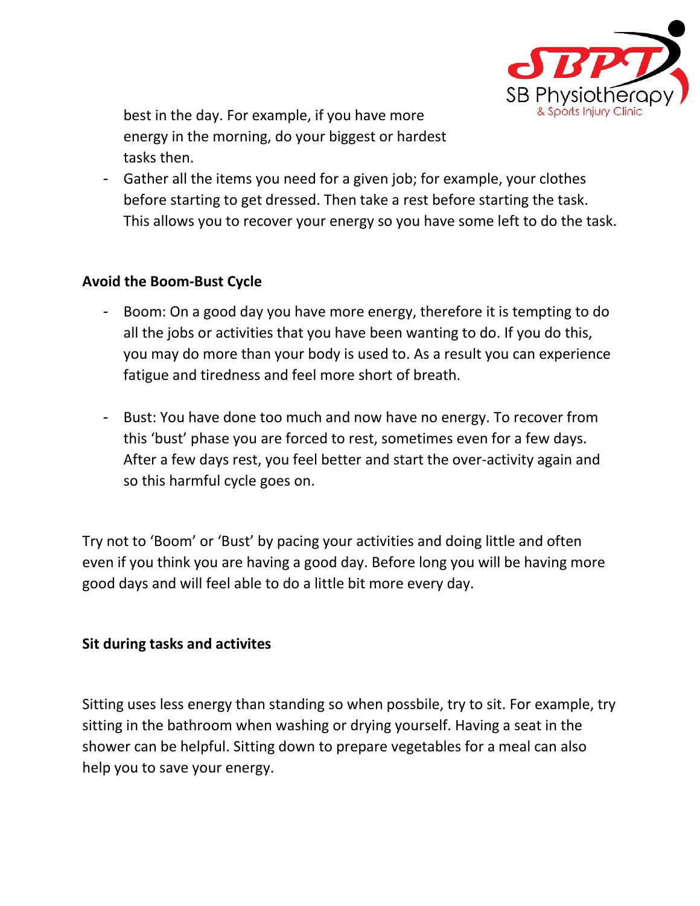best in the day. For example, if you have more energy in the morning, do your biggest or hardest tasks then.

- Gather all the items you need for a given job; for example, your clothes before starting to get dressed. Then take a rest before starting the task. This allows you to recover your energy so you have some left to do the task.

**Avoid the Boom-Bust Cycle**

- Boom: On a good day you have more energy, therefore it is tempting to do all the jobs or activities that you have been wanting to do. If you do this, you may do more than your body is used to. As a result you can experience fatigue and tiredness and feel more short of breath.

- Bust: You have done too much and now have no energy. To recover from this 'bust' phase you are forced to rest, sometimes even for a few days. After a few days rest, you feel better and start the over-activity again and so this harmful cycle goes on.

Try not to 'Boom' or 'Bust' by pacing your activities and doing little and often even if you think you are having a good day. Before long you will be having more good days and will feel able to do a little bit more every day.

**Sit during tasks and activites**

Sitting uses less energy than standing so when possbile, try to sit. For example, try sitting in the bathroom when washing or drying yourself. Having a seat in the shower can be helpful. Sitting down to prepare vegetables for a meal can also help you to save your energy.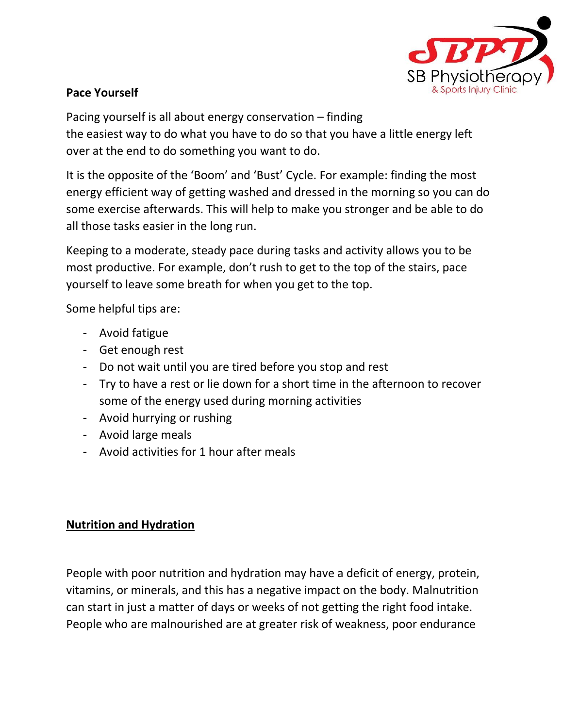**Pace Yourself**

Pacing yourself is all about energy conservation – finding the easiest way to do what you have to do so that you have a little energy left over at the end to do something you want to do.

It is the opposite of the 'Boom' and 'Bust' Cycle. For example: finding the most energy efficient way of getting washed and dressed in the morning so you can do some exercise afterwards. This will help to make you stronger and be able to do all those tasks easier in the long run.

Keeping to a moderate, steady pace during tasks and activity allows you to be most productive. For example, don't rush to get to the top of the stairs, pace yourself to leave some breath for when you get to the top.

Some helpful tips are:

- Avoid fatigue
- Get enough rest
- Do not wait until you are tired before you stop and rest
- Try to have a rest or lie down for a short time in the afternoon to recover some of the energy used during morning activities
- Avoid hurrying or rushing
- Avoid large meals
- Avoid activities for 1 hour after meals

**<u>Nutrition and Hydration</u>**

People with poor nutrition and hydration may have a deficit of energy, protein, vitamins, or minerals, and this has a negative impact on the body. Malnutrition can start in just a matter of days or weeks of not getting the right food intake. People who are malnourished are at greater risk of weakness, poor endurance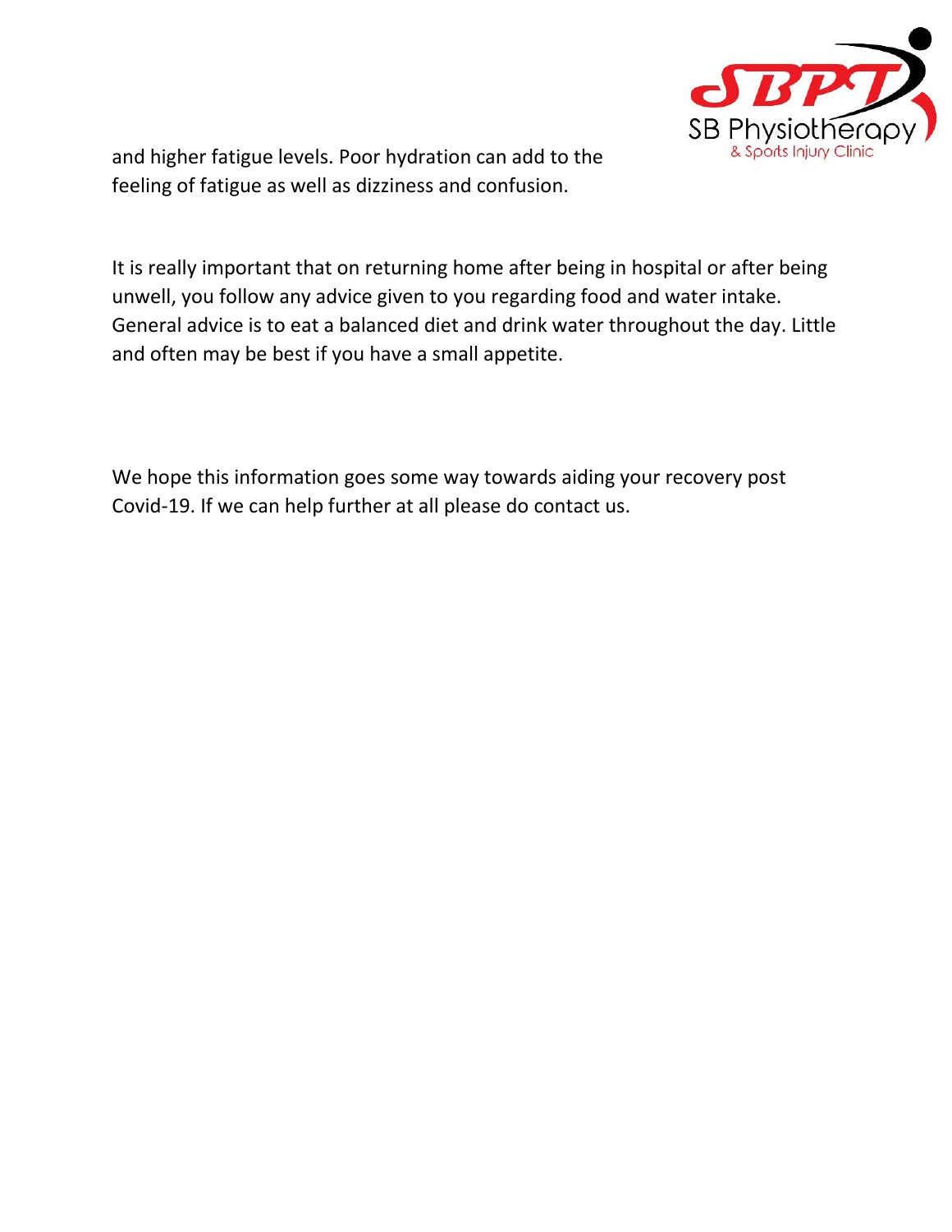and higher fatigue levels. Poor hydration can add to the feeling of fatigue as well as dizziness and confusion.

It is really important that on returning home after being in hospital or after being unwell, you follow any advice given to you regarding food and water intake. General advice is to eat a balanced diet and drink water throughout the day. Little and often may be best if you have a small appetite.

We hope this information goes some way towards aiding your recovery post Covid-19. If we can help further at all please do contact us.